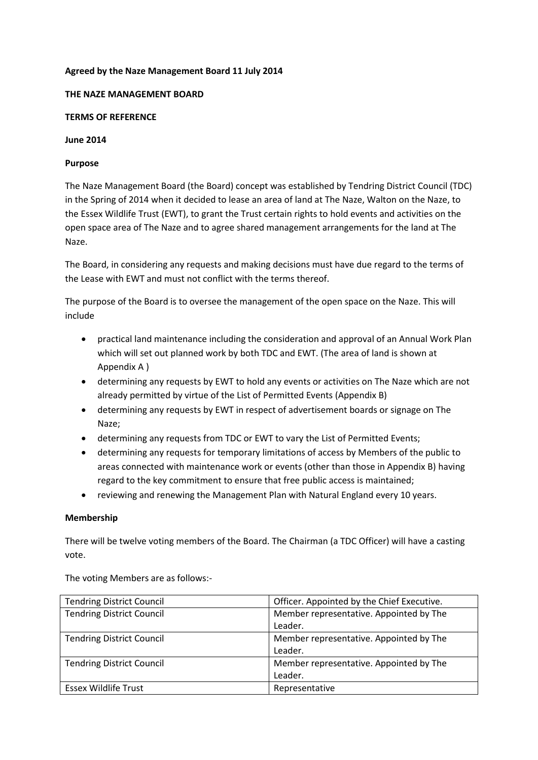**Agreed by the Naze Management Board 11 July 2014**

**THE NAZE MANAGEMENT BOARD**

**TERMS OF REFERENCE**

**June 2014**

**Purpose**

The Naze Management Board (the Board) concept was established by Tendring District Council (TDC) in the Spring of 2014 when it decided to lease an area of land at The Naze, Walton on the Naze, to the Essex Wildlife Trust (EWT), to grant the Trust certain rights to hold events and activities on the open space area of The Naze and to agree shared management arrangements for the land at The Naze.

The Board, in considering any requests and making decisions must have due regard to the terms of the Lease with EWT and must not conflict with the terms thereof.

The purpose of the Board is to oversee the management of the open space on the Naze. This will include

- practical land maintenance including the consideration and approval of an Annual Work Plan which will set out planned work by both TDC and EWT. (The area of land is shown at Appendix A )
- determining any requests by EWT to hold any events or activities on The Naze which are not already permitted by virtue of the List of Permitted Events (Appendix B)
- determining any requests by EWT in respect of advertisement boards or signage on The Naze;
- determining any requests from TDC or EWT to vary the List of Permitted Events;
- determining any requests for temporary limitations of access by Members of the public to areas connected with maintenance work or events (other than those in Appendix B) having regard to the key commitment to ensure that free public access is maintained;
- reviewing and renewing the Management Plan with Natural England every 10 years.

**Membership**

There will be twelve voting members of the Board. The Chairman (a TDC Officer) will have a casting vote.

The voting Members are as follows:-

| | |
|---|---|
| Tendring District Council | Officer. Appointed by the Chief Executive. |
| Tendring District Council | Member representative. Appointed by The Leader. |
| Tendring District Council | Member representative. Appointed by The Leader. |
| Tendring District Council | Member representative. Appointed by The Leader. |
| Essex Wildlife Trust | Representative |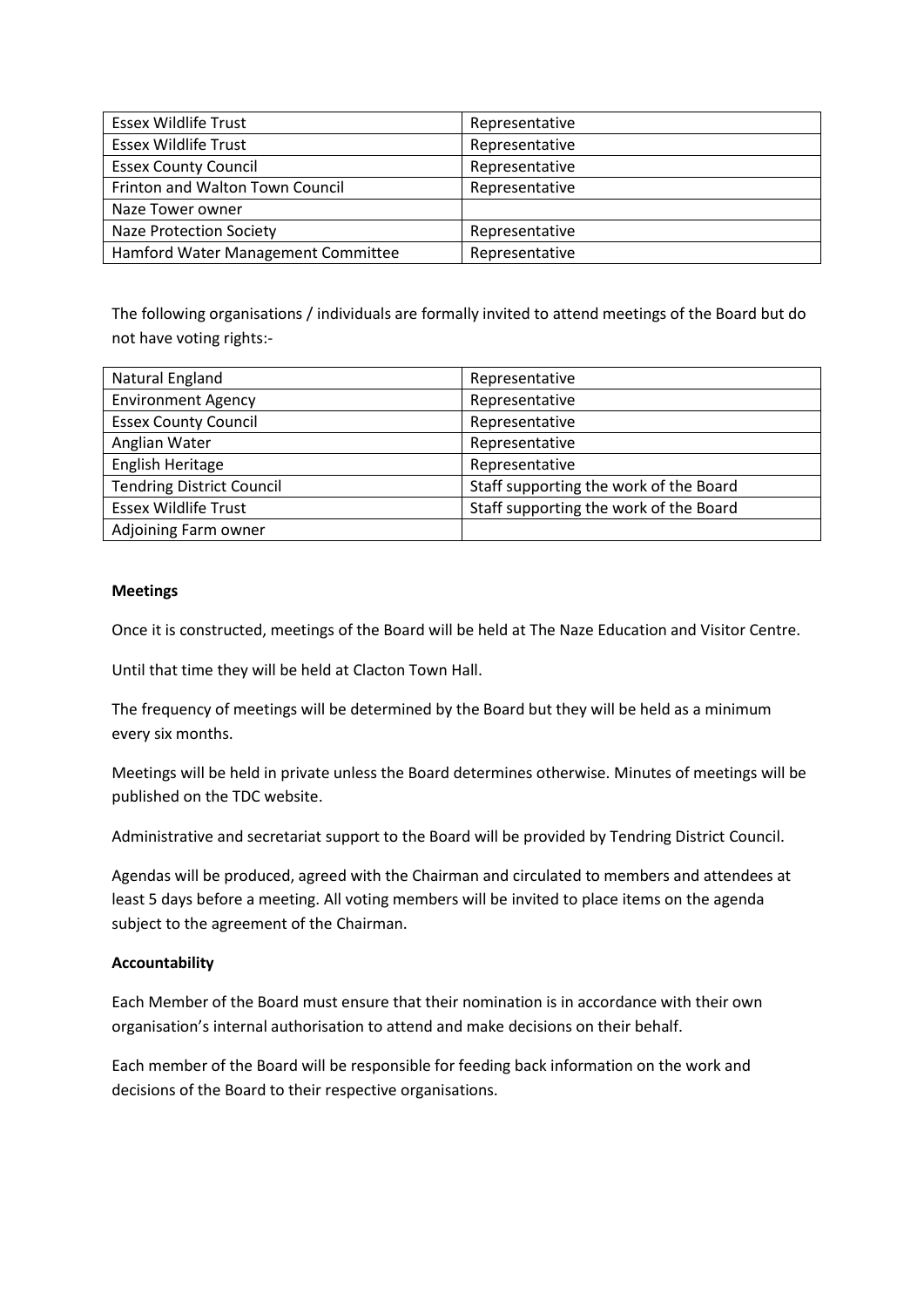| Essex Wildlife Trust | Representative |
|---|---|
| Essex Wildlife Trust | Representative |
| Essex County Council | Representative |
| Frinton and Walton Town Council | Representative |
| Naze Tower owner | |
| Naze Protection Society | Representative |
| Hamford Water Management Committee | Representative |

The following organisations / individuals are formally invited to attend meetings of the Board but do not have voting rights:-

| Natural England | Representative |
|---|---|
| Environment Agency | Representative |
| Essex County Council | Representative |
| Anglian Water | Representative |
| English Heritage | Representative |
| Tendring District Council | Staff supporting the work of the Board |
| Essex Wildlife Trust | Staff supporting the work of the Board |
| Adjoining Farm owner | |

**Meetings**

Once it is constructed, meetings of the Board will be held at The Naze Education and Visitor Centre.

Until that time they will be held at Clacton Town Hall.

The frequency of meetings will be determined by the Board but they will be held as a minimum every six months.

Meetings will be held in private unless the Board determines otherwise. Minutes of meetings will be published on the TDC website.

Administrative and secretariat support to the Board will be provided by Tendring District Council.

Agendas will be produced, agreed with the Chairman and circulated to members and attendees at least 5 days before a meeting. All voting members will be invited to place items on the agenda subject to the agreement of the Chairman.

**Accountability**

Each Member of the Board must ensure that their nomination is in accordance with their own organisation's internal authorisation to attend and make decisions on their behalf.

Each member of the Board will be responsible for feeding back information on the work and decisions of the Board to their respective organisations.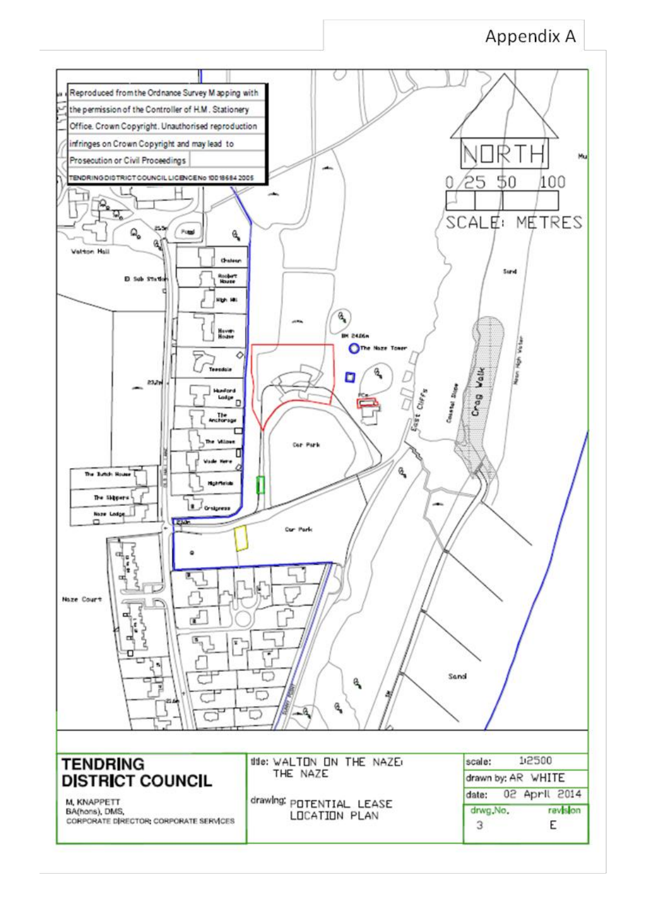Appendix A

Reproduced from the Ordnance Survey Mapping with the permission of the Controller of H.M. Stationery Office. Crown Copyright. Unauthorised reproduction infringes on Crown Copyright and may lead to Prosecution or Civil Proceedings

TENDRING DISTRICT COUNCIL LICENCE No 100018684 2005

NORTH

0 25 50 100

SCALE: METRES

| **TENDRING DISTRICT COUNCIL** | title: WALTON ON THE NAZE: THE NAZE | scale: 1:2500 |
|---|---|---|
| M. KNAPPETT BA(hons), DMS, CORPORATE DIRECTOR: CORPORATE SERVICES | drawing: POTENTIAL LEASE LOCATION PLAN | drawn by: AR WHITE |
| | | date: 02 April 2014 |
| | | drwg.No. 3 revision E |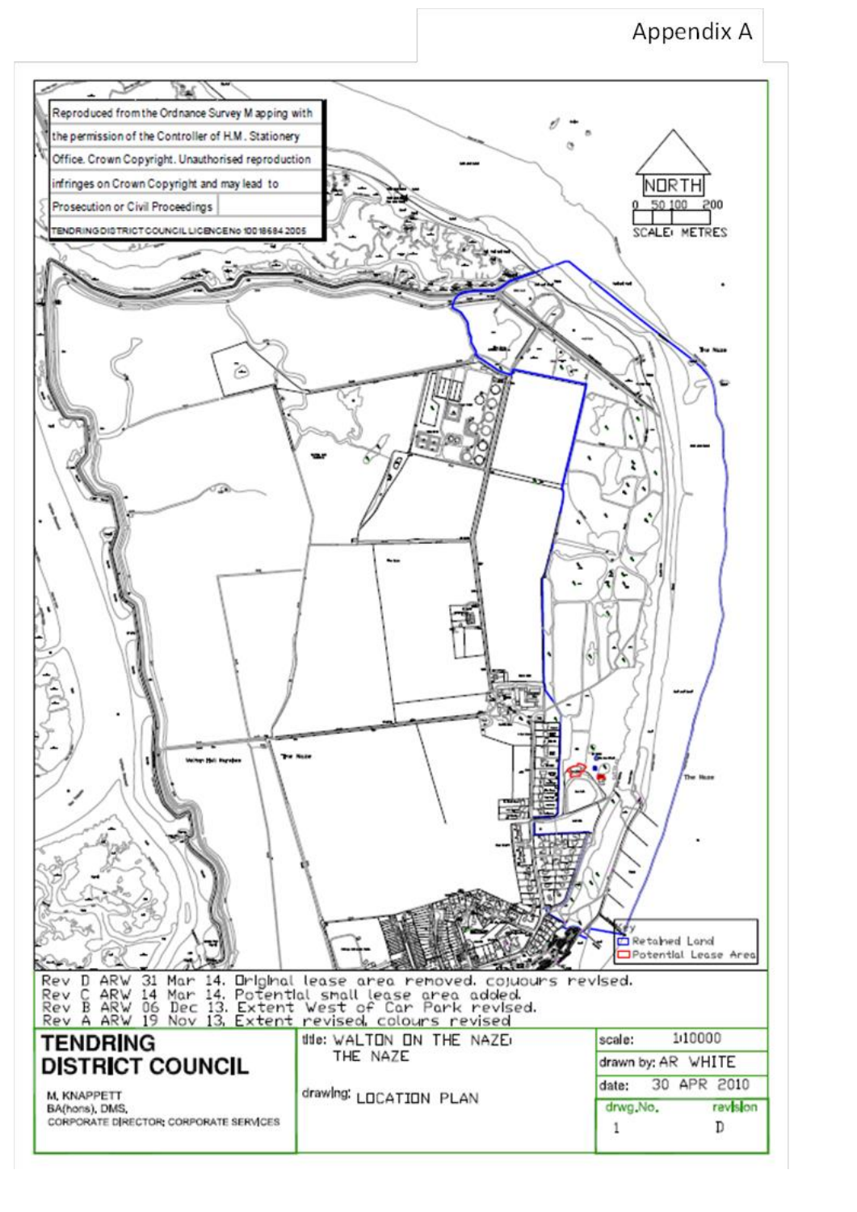Appendix A

Reproduced from the Ordnance Survey Mapping with the permission of the Controller of H.M. Stationery Office. Crown Copyright. Unauthorised reproduction infringes on Crown Copyright and may lead to Prosecution or Civil Proceedings

TENDRING DISTRICT COUNCIL LICENCE No 100018684 2005

NORTH

0 50 100 200

SCALE: METRES

Key
- Retained Land
- Potential Lease Area

Rev D ARW 31 Mar 14. Original lease area removed. colours revised.
Rev C ARW 14 Mar 14. Potential small lease area added.
Rev B ARW 06 Dec 13. Extent West of Car Park revised.
Rev A ARW 19 Nov 13. Extent revised, colours revised

| TENDRING DISTRICT COUNCIL | title: WALTON ON THE NAZE: THE NAZE | scale: 1:10000 |
|---|---|---|
| M. KNAPPETT BA(hons), DMS, CORPORATE DIRECTOR: CORPORATE SERVICES | drawing: LOCATION PLAN | drawn by: AR WHITE |
| | | date: 30 APR 2010 |
| | | drwg.No. 1 revision D |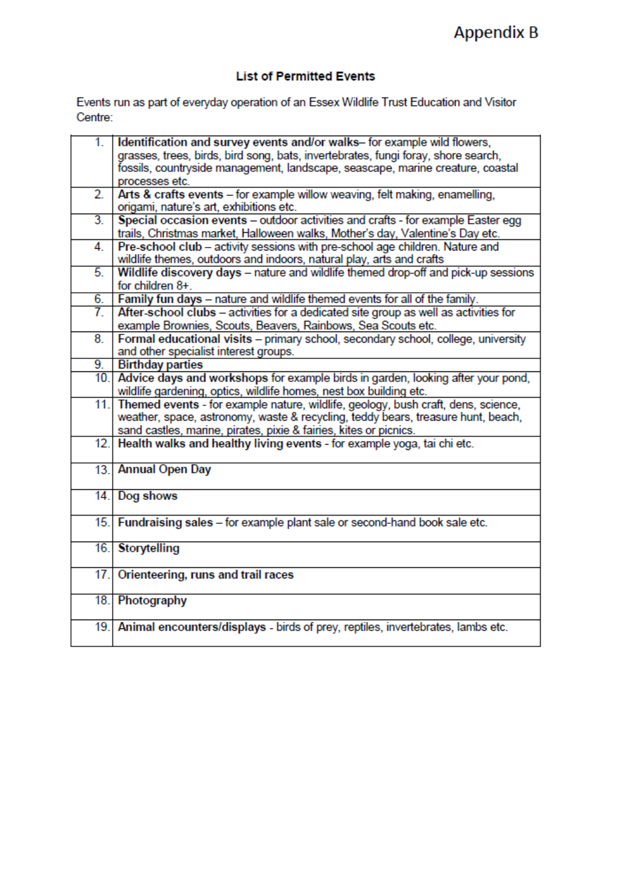# Appendix B

## List of Permitted Events

Events run as part of everyday operation of an Essex Wildlife Trust Education and Visitor Centre:

| | |
|---|---|
| 1. | **Identification and survey events and/or walks**– for example wild flowers, grasses, trees, birds, bird song, bats, invertebrates, fungi foray, shore search, fossils, countryside management, landscape, seascape, marine creature, coastal processes etc. |
| 2. | **Arts & crafts events** – for example willow weaving, felt making, enamelling, origami, nature's art, exhibitions etc. |
| 3. | **Special occasion events** – outdoor activities and crafts - for example Easter egg trails, Christmas market, Halloween walks, Mother's day, Valentine's Day etc. |
| 4. | **Pre-school club** – activity sessions with pre-school age children. Nature and wildlife themes, outdoors and indoors, natural play, arts and crafts |
| 5. | **Wildlife discovery days** – nature and wildlife themed drop-off and pick-up sessions for children 8+. |
| 6. | **Family fun days** – nature and wildlife themed events for all of the family. |
| 7. | **After-school clubs** – activities for a dedicated site group as well as activities for example Brownies, Scouts, Beavers, Rainbows, Sea Scouts etc. |
| 8. | **Formal educational visits** – primary school, secondary school, college, university and other specialist interest groups. |
| 9. | **Birthday parties** |
| 10. | **Advice days and workshops** for example birds in garden, looking after your pond, wildlife gardening, optics, wildlife homes, nest box building etc. |
| 11. | **Themed events** - for example nature, wildlife, geology, bush craft, dens, science, weather, space, astronomy, waste & recycling, teddy bears, treasure hunt, beach, sand castles, marine, pirates, pixie & fairies, kites or picnics. |
| 12. | **Health walks and healthy living events** - for example yoga, tai chi etc. |
| 13. | **Annual Open Day** |
| 14. | **Dog shows** |
| 15. | **Fundraising sales** – for example plant sale or second-hand book sale etc. |
| 16. | **Storytelling** |
| 17. | **Orienteering, runs and trail races** |
| 18. | **Photography** |
| 19. | **Animal encounters/displays** - birds of prey, reptiles, invertebrates, lambs etc. |